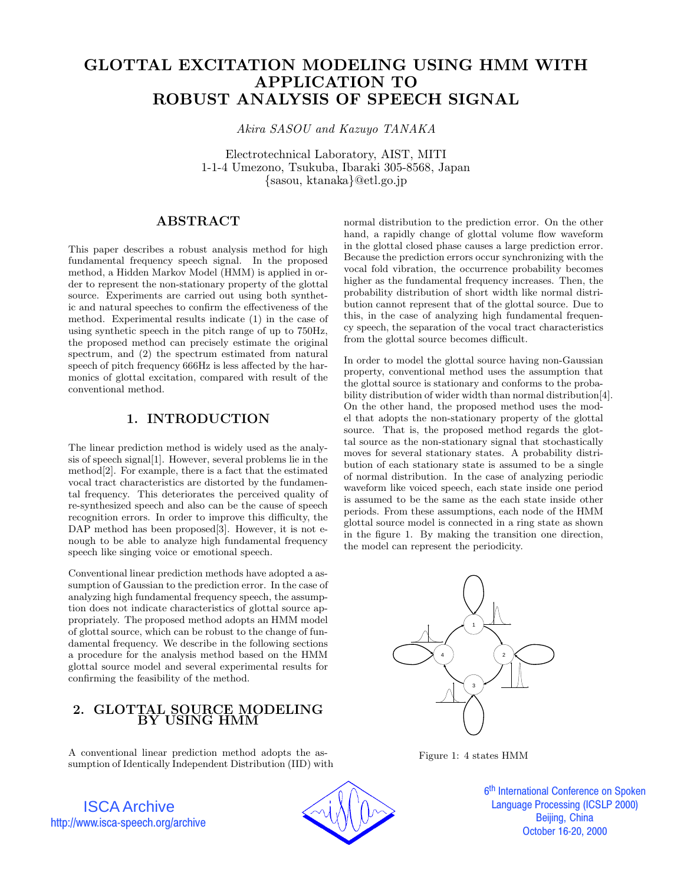# GLOTTAL EXCITATION MODELING USING HMM WITH APPLICATION TO ROBUST ANALYSIS OF SPEECH SIGNAL

*Akira SASOU and Kazuyo TANAKA*

Electrotechnical Laboratory, AIST, MITI
1-1-4 Umezono, Tsukuba, Ibaraki 305-8568, Japan
{sasou, ktanaka}@etl.go.jp

## ABSTRACT

This paper describes a robust analysis method for high fundamental frequency speech signal. In the proposed method, a Hidden Markov Model (HMM) is applied in order to represent the non-stationary property of the glottal source. Experiments are carried out using both synthetic and natural speeches to confirm the effectiveness of the method. Experimental results indicate (1) in the case of using synthetic speech in the pitch range of up to 750Hz, the proposed method can precisely estimate the original spectrum, and (2) the spectrum estimated from natural speech of pitch frequency 666Hz is less affected by the harmonics of glottal excitation, compared with result of the conventional method.

## 1. INTRODUCTION

The linear prediction method is widely used as the analysis of speech signal[1]. However, several problems lie in the method[2]. For example, there is a fact that the estimated vocal tract characteristics are distorted by the fundamental frequency. This deteriorates the perceived quality of re-synthesized speech and also can be the cause of speech recognition errors. In order to improve this difficulty, the DAP method has been proposed[3]. However, it is not enough to be able to analyze high fundamental frequency speech like singing voice or emotional speech.

Conventional linear prediction methods have adopted a assumption of Gaussian to the prediction error. In the case of analyzing high fundamental frequency speech, the assumption does not indicate characteristics of glottal source appropriately. The proposed method adopts an HMM model of glottal source, which can be robust to the change of fundamental frequency. We describe in the following sections a procedure for the analysis method based on the HMM glottal source model and several experimental results for confirming the feasibility of the method.

## 2. GLOTTAL SOURCE MODELING BY USING HMM

A conventional linear prediction method adopts the assumption of Identically Independent Distribution (IID) with normal distribution to the prediction error. On the other hand, a rapidly change of glottal volume flow waveform in the glottal closed phase causes a large prediction error. Because the prediction errors occur synchronizing with the vocal fold vibration, the occurrence probability becomes higher as the fundamental frequency increases. Then, the probability distribution of short width like normal distribution cannot represent that of the glottal source. Due to this, in the case of analyzing high fundamental frequency speech, the separation of the vocal tract characteristics from the glottal source becomes difficult.

In order to model the glottal source having non-Gaussian property, conventional method uses the assumption that the glottal source is stationary and conforms to the probability distribution of wider width than normal distribution[4]. On the other hand, the proposed method uses the model that adopts the non-stationary property of the glottal source. That is, the proposed method regards the glottal source as the non-stationary signal that stochastically moves for several stationary states. A probability distribution of each stationary state is assumed to be a single of normal distribution. In the case of analyzing periodic waveform like voiced speech, each state inside one period is assumed to be the same as the each state inside other periods. From these assumptions, each node of the HMM glottal source model is connected in a ring state as shown in the figure 1. By making the transition one direction, the model can represent the periodicity.

1
2
3
4

Figure 1: 4 states HMM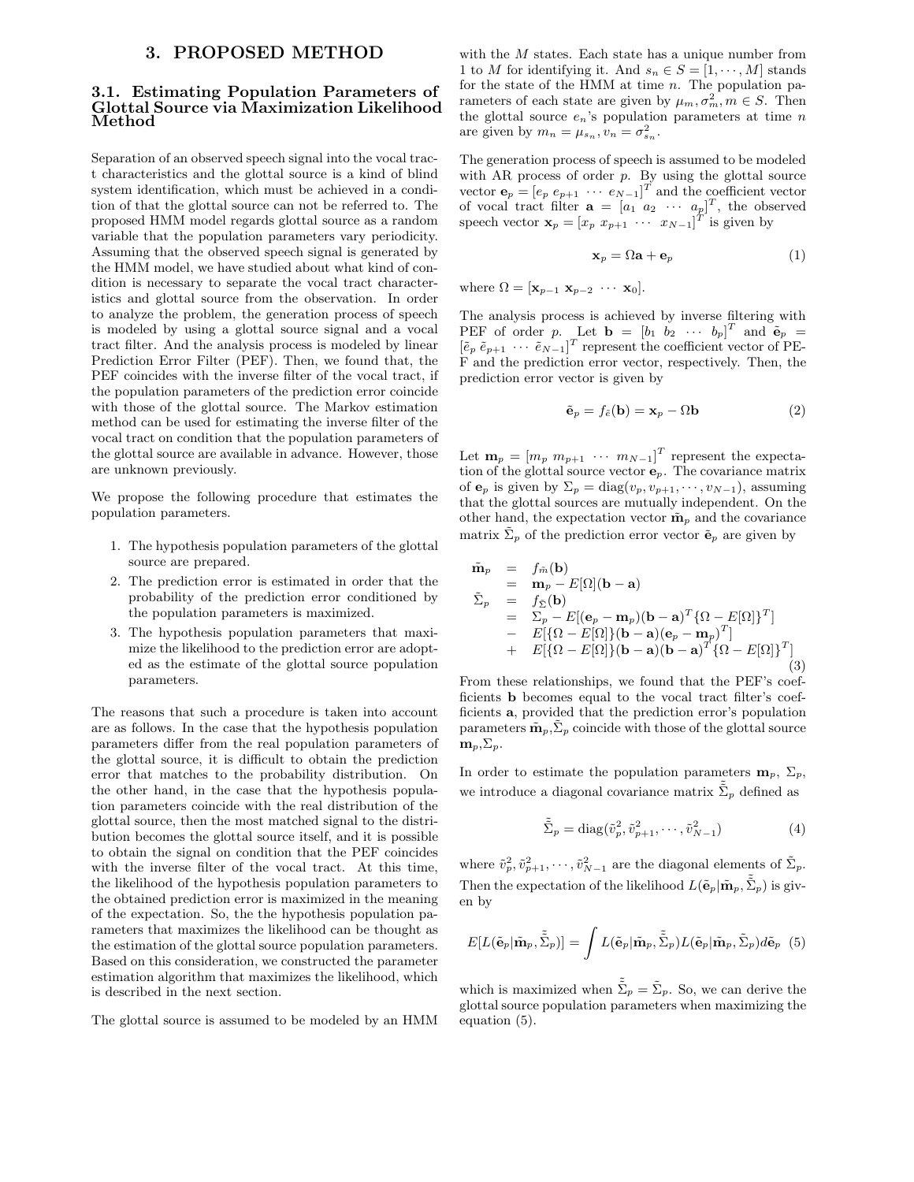# 3. PROPOSED METHOD

## 3.1. Estimating Population Parameters of Glottal Source via Maximization Likelihood Method

Separation of an observed speech signal into the vocal tract characteristics and the glottal source is a kind of blind system identification, which must be achieved in a condition of that the glottal source can not be referred to. The proposed HMM model regards glottal source as a random variable that the population parameters vary periodicity. Assuming that the observed speech signal is generated by the HMM model, we have studied about what kind of condition is necessary to separate the vocal tract characteristics and glottal source from the observation. In order to analyze the problem, the generation process of speech is modeled by using a glottal source signal and a vocal tract filter. And the analysis process is modeled by linear Prediction Error Filter (PEF). Then, we found that, the PEF coincides with the inverse filter of the vocal tract, if the population parameters of the prediction error coincide with those of the glottal source. The Markov estimation method can be used for estimating the inverse filter of the vocal tract on condition that the population parameters of the glottal source are available in advance. However, those are unknown previously.

We propose the following procedure that estimates the population parameters.

1. The hypothesis population parameters of the glottal source are prepared.
2. The prediction error is estimated in order that the probability of the prediction error conditioned by the population parameters is maximized.
3. The hypothesis population parameters that maximize the likelihood to the prediction error are adopted as the estimate of the glottal source population parameters.

The reasons that such a procedure is taken into account are as follows. In the case that the hypothesis population parameters differ from the real population parameters of the glottal source, it is difficult to obtain the prediction error that matches to the probability distribution. On the other hand, in the case that the hypothesis population parameters coincide with the real distribution of the glottal source, then the most matched signal to the distribution becomes the glottal source itself, and it is possible to obtain the signal on condition that the PEF coincides with the inverse filter of the vocal tract. At this time, the likelihood of the hypothesis population parameters to the obtained prediction error is maximized in the meaning of the expectation. So, the the hypothesis population parameters that maximizes the likelihood can be thought as the estimation of the glottal source population parameters. Based on this consideration, we constructed the parameter estimation algorithm that maximizes the likelihood, which is described in the next section.

The glottal source is assumed to be modeled by an HMM with the $M$ states. Each state has a unique number from 1 to $M$ for identifying it. And $s_n \in S = [1, \cdots, M]$ stands for the state of the HMM at time $n$. The population parameters of each state are given by $\mu_m, \sigma_m^2, m \in S$. Then the glottal source $e_n$'s population parameters at time $n$ are given by $m_n = \mu_{s_n}, v_n = \sigma_{s_n}^2$.

The generation process of speech is assumed to be modeled with AR process of order $p$. By using the glottal source vector $\mathbf{e}_p = [e_p \ e_{p+1} \ \cdots \ e_{N-1}]^T$ and the coefficient vector of vocal tract filter $\mathbf{a} = [a_1 \ a_2 \ \cdots \ a_p]^T$, the observed speech vector $\mathbf{x}_p = [x_p \ x_{p+1} \ \cdots \ x_{N-1}]^T$ is given by

$$\mathbf{x}_p = \Omega \mathbf{a} + \mathbf{e}_p \tag{1}$$

where $\Omega = [\mathbf{x}_{p-1} \ \mathbf{x}_{p-2} \ \cdots \ \mathbf{x}_0]$.

The analysis process is achieved by inverse filtering with PEF of order $p$. Let $\mathbf{b} = [b_1 \ b_2 \ \cdots \ b_p]^T$ and $\tilde{\mathbf{e}}_p = [\tilde{e}_p \ \tilde{e}_{p+1} \ \cdots \ \tilde{e}_{N-1}]^T$ represent the coefficient vector of PEF and the prediction error vector, respectively. Then, the prediction error vector is given by

$$\tilde{\mathbf{e}}_p = f_{\tilde{e}}(\mathbf{b}) = \mathbf{x}_p - \Omega \mathbf{b} \tag{2}$$

Let $\mathbf{m}_p = [m_p \ m_{p+1} \ \cdots \ m_{N-1}]^T$ represent the expectation of the glottal source vector $\mathbf{e}_p$. The covariance matrix of $\mathbf{e}_p$ is given by $\Sigma_p = \mathrm{diag}(v_p, v_{p+1}, \cdots, v_{N-1})$, assuming that the glottal sources are mutually independent. On the other hand, the expectation vector $\tilde{\mathbf{m}}_p$ and the covariance matrix $\tilde{\Sigma}_p$ of the prediction error vector $\tilde{\mathbf{e}}_p$ are given by

$$\begin{aligned}
\tilde{\mathbf{m}}_p &= f_{\tilde{m}}(\mathbf{b}) \\
&= \mathbf{m}_p - E[\Omega](\mathbf{b} - \mathbf{a}) \\
\tilde{\Sigma}_p &= f_{\tilde{\Sigma}}(\mathbf{b}) \\
&= \Sigma_p - E[(\mathbf{e}_p - \mathbf{m}_p)(\mathbf{b} - \mathbf{a})^T \{\Omega - E[\Omega]\}^T] \\
&- E[\{\Omega - E[\Omega]\}(\mathbf{b} - \mathbf{a})(\mathbf{e}_p - \mathbf{m}_p)^T] \\
&+ E[\{\Omega - E[\Omega]\}(\mathbf{b} - \mathbf{a})(\mathbf{b} - \mathbf{a})^T \{\Omega - E[\Omega]\}^T]
\end{aligned} \tag{3}$$

From these relationships, we found that the PEF's coefficients $\mathbf{b}$ becomes equal to the vocal tract filter's coefficients $\mathbf{a}$, provided that the prediction error's population parameters $\tilde{\mathbf{m}}_p, \tilde{\Sigma}_p$ coincide with those of the glottal source $\mathbf{m}_p, \Sigma_p$.

In order to estimate the population parameters $\mathbf{m}_p$, $\Sigma_p$, we introduce a diagonal covariance matrix $\tilde{\tilde{\Sigma}}_p$ defined as

$$\tilde{\tilde{\Sigma}}_p = \mathrm{diag}(\tilde{v}_p^2, \tilde{v}_{p+1}^2, \cdots, \tilde{v}_{N-1}^2) \tag{4}$$

where $\tilde{v}_p^2, \tilde{v}_{p+1}^2, \cdots, \tilde{v}_{N-1}^2$ are the diagonal elements of $\tilde{\Sigma}_p$. Then the expectation of the likelihood $L(\tilde{\mathbf{e}}_p | \tilde{\mathbf{m}}_p, \tilde{\tilde{\Sigma}}_p)$ is given by

$$E[L(\tilde{\mathbf{e}}_p | \tilde{\mathbf{m}}_p, \tilde{\tilde{\Sigma}}_p)] = \int L(\tilde{\mathbf{e}}_p | \tilde{\mathbf{m}}_p, \tilde{\tilde{\Sigma}}_p) L(\tilde{\mathbf{e}}_p | \tilde{\mathbf{m}}_p, \tilde{\Sigma}_p) d\tilde{\mathbf{e}}_p \tag{5}$$

which is maximized when $\tilde{\tilde{\Sigma}}_p = \tilde{\Sigma}_p$. So, we can derive the glottal source population parameters when maximizing the equation (5).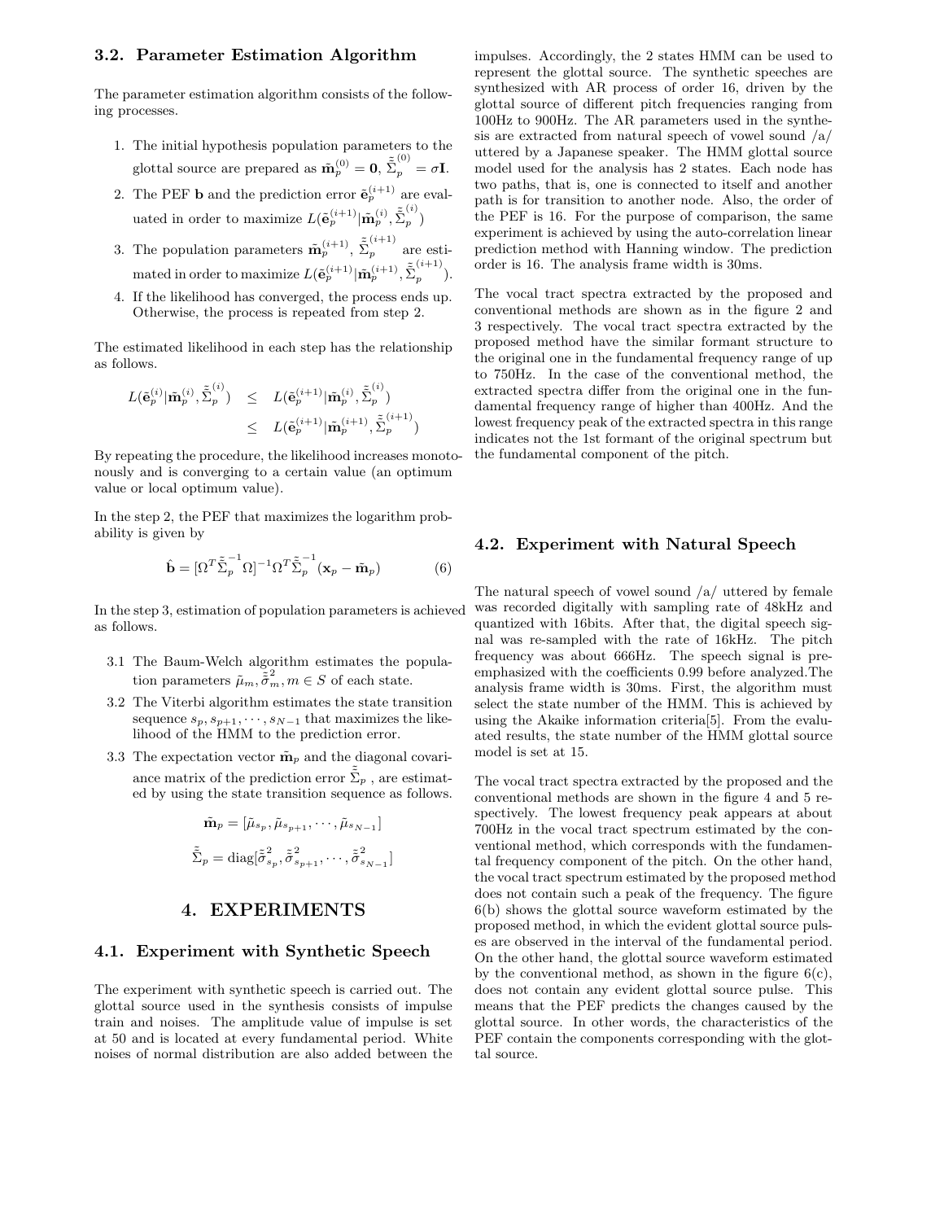### 3.2. Parameter Estimation Algorithm

The parameter estimation algorithm consists of the following processes.

1. The initial hypothesis population parameters to the glottal source are prepared as $\tilde{\mathbf{m}}_p^{(0)} = \mathbf{0}$, $\tilde{\tilde{\Sigma}}_p^{(0)} = \sigma\mathbf{I}$.
2. The PEF $\mathbf{b}$ and the prediction error $\tilde{\mathbf{e}}_p^{(i+1)}$ are evaluated in order to maximize $L(\tilde{\mathbf{e}}_p^{(i+1)}|\tilde{\mathbf{m}}_p^{(i)}, \tilde{\tilde{\Sigma}}_p^{(i)})$
3. The population parameters $\tilde{\mathbf{m}}_p^{(i+1)}$, $\tilde{\tilde{\Sigma}}_p^{(i+1)}$ are estimated in order to maximize $L(\tilde{\mathbf{e}}_p^{(i+1)}|\tilde{\mathbf{m}}_p^{(i+1)}, \tilde{\tilde{\Sigma}}_p^{(i+1)})$.
4. If the likelihood has converged, the process ends up. Otherwise, the process is repeated from step 2.

The estimated likelihood in each step has the relationship as follows.

$$
\begin{aligned}
L(\tilde{\mathbf{e}}_p^{(i)}|\tilde{\mathbf{m}}_p^{(i)}, \tilde{\tilde{\Sigma}}_p^{(i)}) &\leq L(\tilde{\mathbf{e}}_p^{(i+1)}|\tilde{\mathbf{m}}_p^{(i)}, \tilde{\tilde{\Sigma}}_p^{(i)}) \\
&\leq L(\tilde{\mathbf{e}}_p^{(i+1)}|\tilde{\mathbf{m}}_p^{(i+1)}, \tilde{\tilde{\Sigma}}_p^{(i+1)})
\end{aligned}
$$

By repeating the procedure, the likelihood increases monotonously and is converging to a certain value (an optimum value or local optimum value).

In the step 2, the PEF that maximizes the logarithm probability is given by

$$
\hat{\mathbf{b}} = [\Omega^T \tilde{\tilde{\Sigma}}_p^{-1} \Omega]^{-1} \Omega^T \tilde{\tilde{\Sigma}}_p^{-1} (\mathbf{x}_p - \tilde{\mathbf{m}}_p) \tag{6}
$$

In the step 3, estimation of population parameters is achieved as follows.

3.1 The Baum-Welch algorithm estimates the population parameters $\tilde{\mu}_m, \tilde{\tilde{\sigma}}_m^2, m \in S$ of each state.

3.2 The Viterbi algorithm estimates the state transition sequence $s_p, s_{p+1}, \cdots, s_{N-1}$ that maximizes the likelihood of the HMM to the prediction error.

3.3 The expectation vector $\tilde{\mathbf{m}}_p$ and the diagonal covariance matrix of the prediction error $\tilde{\tilde{\Sigma}}_p$ , are estimated by using the state transition sequence as follows.

$$
\tilde{\mathbf{m}}_p = [\tilde{\mu}_{s_p}, \tilde{\mu}_{s_{p+1}}, \cdots, \tilde{\mu}_{s_{N-1}}]
$$

$$
\tilde{\tilde{\Sigma}}_p = \mathrm{diag}[\tilde{\tilde{\sigma}}_{s_p}^2, \tilde{\tilde{\sigma}}_{s_{p+1}}^2, \cdots, \tilde{\tilde{\sigma}}_{s_{N-1}}^2]
$$

## 4. EXPERIMENTS

### 4.1. Experiment with Synthetic Speech

The experiment with synthetic speech is carried out. The glottal source used in the synthesis consists of impulse train and noises. The amplitude value of impulse is set at 50 and is located at every fundamental period. White noises of normal distribution are also added between the impulses. Accordingly, the 2 states HMM can be used to represent the glottal source. The synthetic speeches are synthesized with AR process of order 16, driven by the glottal source of different pitch frequencies ranging from 100Hz to 900Hz. The AR parameters used in the synthesis are extracted from natural speech of vowel sound /a/ uttered by a Japanese speaker. The HMM glottal source model used for the analysis has 2 states. Each node has two paths, that is, one is connected to itself and another path is for transition to another node. Also, the order of the PEF is 16. For the purpose of comparison, the same experiment is achieved by using the auto-correlation linear prediction method with Hanning window. The prediction order is 16. The analysis frame width is 30ms.

The vocal tract spectra extracted by the proposed and conventional methods are shown as in the figure 2 and 3 respectively. The vocal tract spectra extracted by the proposed method have the similar formant structure to the original one in the fundamental frequency range of up to 750Hz. In the case of the conventional method, the extracted spectra differ from the original one in the fundamental frequency range of higher than 400Hz. And the lowest frequency peak of the extracted spectra in this range indicates not the 1st formant of the original spectrum but the fundamental component of the pitch.

### 4.2. Experiment with Natural Speech

The natural speech of vowel sound /a/ uttered by female was recorded digitally with sampling rate of 48kHz and quantized with 16bits. After that, the digital speech signal was re-sampled with the rate of 16kHz. The pitch frequency was about 666Hz. The speech signal is pre-emphasized with the coefficients 0.99 before analyzed.The analysis frame width is 30ms. First, the algorithm must select the state number of the HMM. This is achieved by using the Akaike information criteria[5]. From the evaluated results, the state number of the HMM glottal source model is set at 15.

The vocal tract spectra extracted by the proposed and the conventional methods are shown in the figure 4 and 5 respectively. The lowest frequency peak appears at about 700Hz in the vocal tract spectrum estimated by the conventional method, which corresponds with the fundamental frequency component of the pitch. On the other hand, the vocal tract spectrum estimated by the proposed method does not contain such a peak of the frequency. The figure 6(b) shows the glottal source waveform estimated by the proposed method, in which the evident glottal source pulses are observed in the interval of the fundamental period. On the other hand, the glottal source waveform estimated by the conventional method, as shown in the figure 6(c), does not contain any evident glottal source pulse. This means that the PEF predicts the changes caused by the glottal source. In other words, the characteristics of the PEF contain the components corresponding with the glottal source.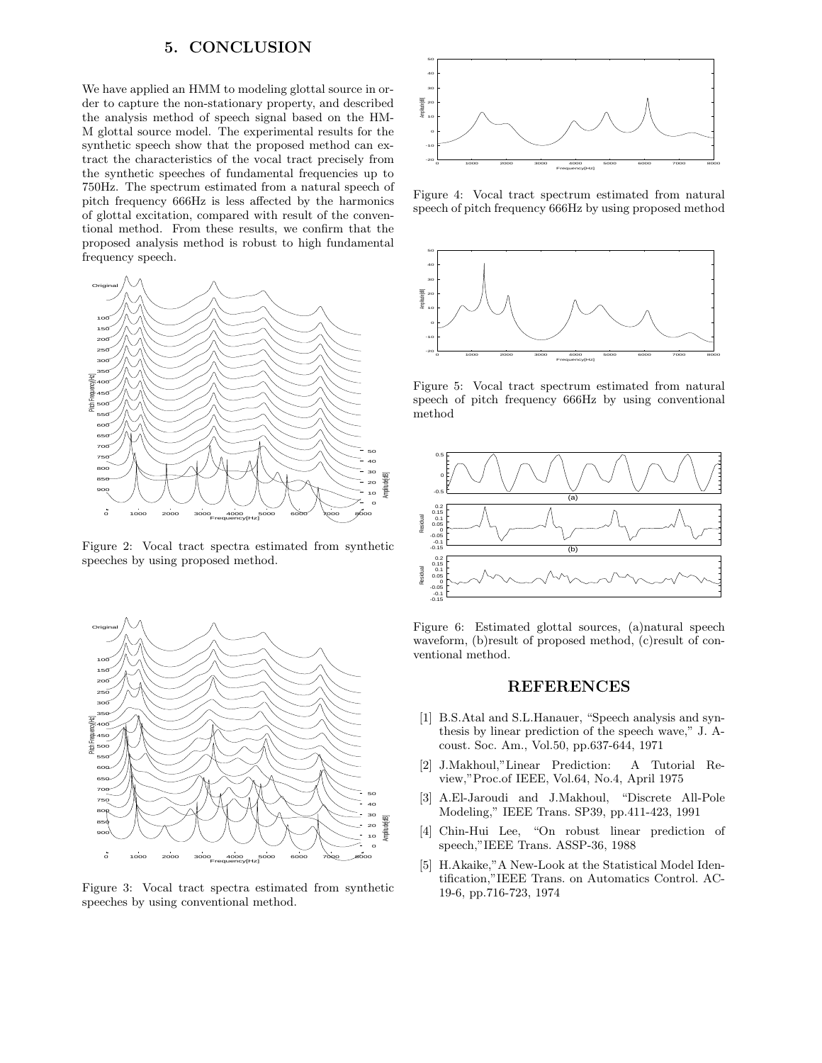## 5. CONCLUSION

We have applied an HMM to modeling glottal source in order to capture the non-stationary property, and described the analysis method of speech signal based on the HMM glottal source model. The experimental results for the synthetic speech show that the proposed method can extract the characteristics of the vocal tract precisely from the synthetic speeches of fundamental frequencies up to 750Hz. The spectrum estimated from a natural speech of pitch frequency 666Hz is less affected by the harmonics of glottal excitation, compared with result of the conventional method. From these results, we confirm that the proposed analysis method is robust to high fundamental frequency speech.

Original
100
150
200
250
300
350
400
450
500
550
600
650
700
750
800
850
900
Pitch Frequency[Hz]
50
40
30
20
10
0
Amplitude[dB]
0 1000 2000 3000 4000 5000 6000 7000 8000
Frequency[Hz]

Figure 2: Vocal tract spectra estimated from synthetic speeches by using proposed method.

Original
100
150
200
250
300
350
400
450
500
550
600
650
700
750
800
850
900
Pitch Frequency[Hz]
50
40
30
20
10
0
Amplitude[dB]
0 1000 2000 3000 4000 5000 6000 7000 8000
Frequency[Hz]

Figure 3: Vocal tract spectra estimated from synthetic speeches by using conventional method.

50
40
30
20
10
0
-10
-20
Amplitude[dB]
0 1000 2000 3000 4000 5000 6000 7000 8000
Frequency[Hz]

Figure 4: Vocal tract spectrum estimated from natural speech of pitch frequency 666Hz by using proposed method

50
40
30
20
10
0
-10
-20
Amplitude[dB]
0 1000 2000 3000 4000 5000 6000 7000 8000
Frequency[Hz]

Figure 5: Vocal tract spectrum estimated from natural speech of pitch frequency 666Hz by using conventional method

0.5
0
-0.5
(a)
0.2
0.15
0.1
0.05
0
-0.05
-0.1
-0.15
Residual
(b)
0.2
0.15
0.1
0.05
0
-0.05
-0.1
-0.15
Residual

Figure 6: Estimated glottal sources, (a)natural speech waveform, (b)result of proposed method, (c)result of conventional method.

## REFERENCES

[1] B.S.Atal and S.L.Hanauer, "Speech analysis and synthesis by linear prediction of the speech wave," J. Acoust. Soc. Am., Vol.50, pp.637-644, 1971

[2] J.Makhoul,"Linear Prediction: A Tutorial Review,"Proc.of IEEE, Vol.64, No.4, April 1975

[3] A.El-Jaroudi and J.Makhoul, "Discrete All-Pole Modeling," IEEE Trans. SP39, pp.411-423, 1991

[4] Chin-Hui Lee, "On robust linear prediction of speech,"IEEE Trans. ASSP-36, 1988

[5] H.Akaike,"A New-Look at the Statistical Model Identification,"IEEE Trans. on Automatics Control. AC-19-6, pp.716-723, 1974